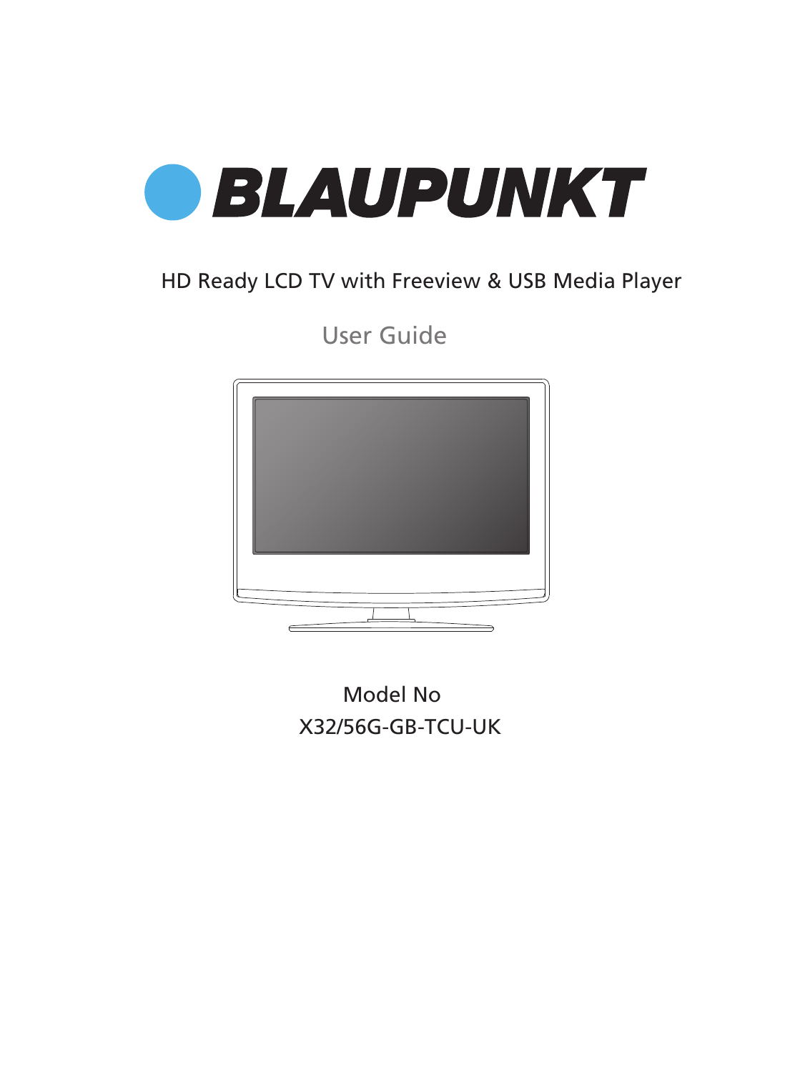# BLAUPUNKT

HD Ready LCD TV with Freeview & USB Media Player

## User Guide

Model No

X32/56G-GB-TCU-UK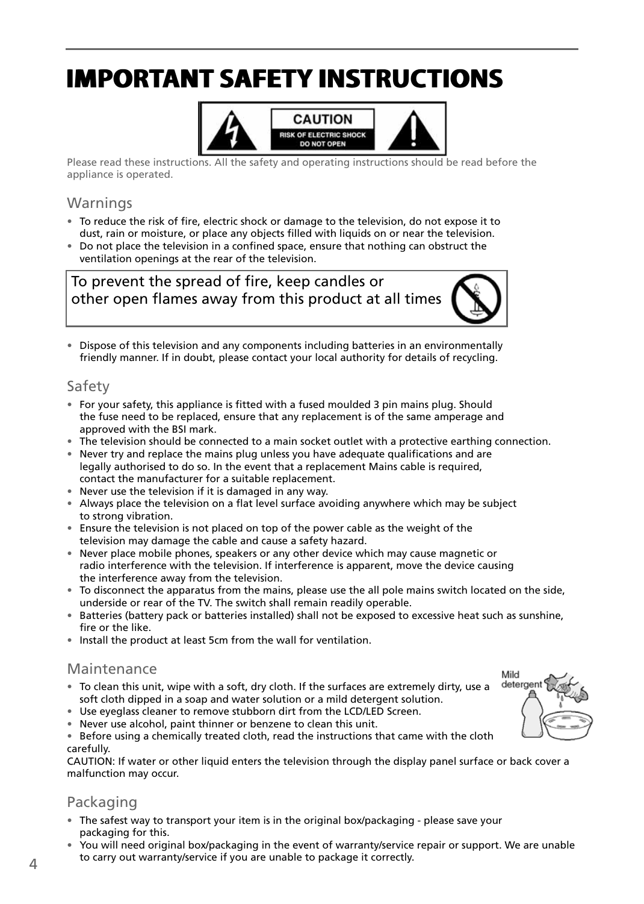# IMPORTANT SAFETY INSTRUCTIONS

CAUTION
RISK OF ELECTRIC SHOCK
DO NOT OPEN

Please read these instructions. All the safety and operating instructions should be read before the appliance is operated.

## Warnings

- To reduce the risk of fire, electric shock or damage to the television, do not expose it to dust, rain or moisture, or place any objects filled with liquids on or near the television.
- Do not place the television in a confined space, ensure that nothing can obstruct the ventilation openings at the rear of the television.

To prevent the spread of fire, keep candles or other open flames away from this product at all times

- Dispose of this television and any components including batteries in an environmentally friendly manner. If in doubt, please contact your local authority for details of recycling.

## Safety

- For your safety, this appliance is fitted with a fused moulded 3 pin mains plug. Should the fuse need to be replaced, ensure that any replacement is of the same amperage and approved with the BSI mark.
- The television should be connected to a main socket outlet with a protective earthing connection.
- Never try and replace the mains plug unless you have adequate qualifications and are legally authorised to do so. In the event that a replacement Mains cable is required, contact the manufacturer for a suitable replacement.
- Never use the television if it is damaged in any way.
- Always place the television on a flat level surface avoiding anywhere which may be subject to strong vibration.
- Ensure the television is not placed on top of the power cable as the weight of the television may damage the cable and cause a safety hazard.
- Never place mobile phones, speakers or any other device which may cause magnetic or radio interference with the television. If interference is apparent, move the device causing the interference away from the television.
- To disconnect the apparatus from the mains, please use the all pole mains switch located on the side, underside or rear of the TV. The switch shall remain readily operable.
- Batteries (battery pack or batteries installed) shall not be exposed to excessive heat such as sunshine, fire or the like.
- Install the product at least 5cm from the wall for ventilation.

## Maintenance

- To clean this unit, wipe with a soft, dry cloth. If the surfaces are extremely dirty, use a soft cloth dipped in a soap and water solution or a mild detergent solution.
- Use eyeglass cleaner to remove stubborn dirt from the LCD/LED Screen.
- Never use alcohol, paint thinner or benzene to clean this unit.
- Before using a chemically treated cloth, read the instructions that came with the cloth carefully.

CAUTION: If water or other liquid enters the television through the display panel surface or back cover a malfunction may occur.

## Packaging

- The safest way to transport your item is in the original box/packaging - please save your packaging for this.
- You will need original box/packaging in the event of warranty/service repair or support. We are unable to carry out warranty/service if you are unable to package it correctly.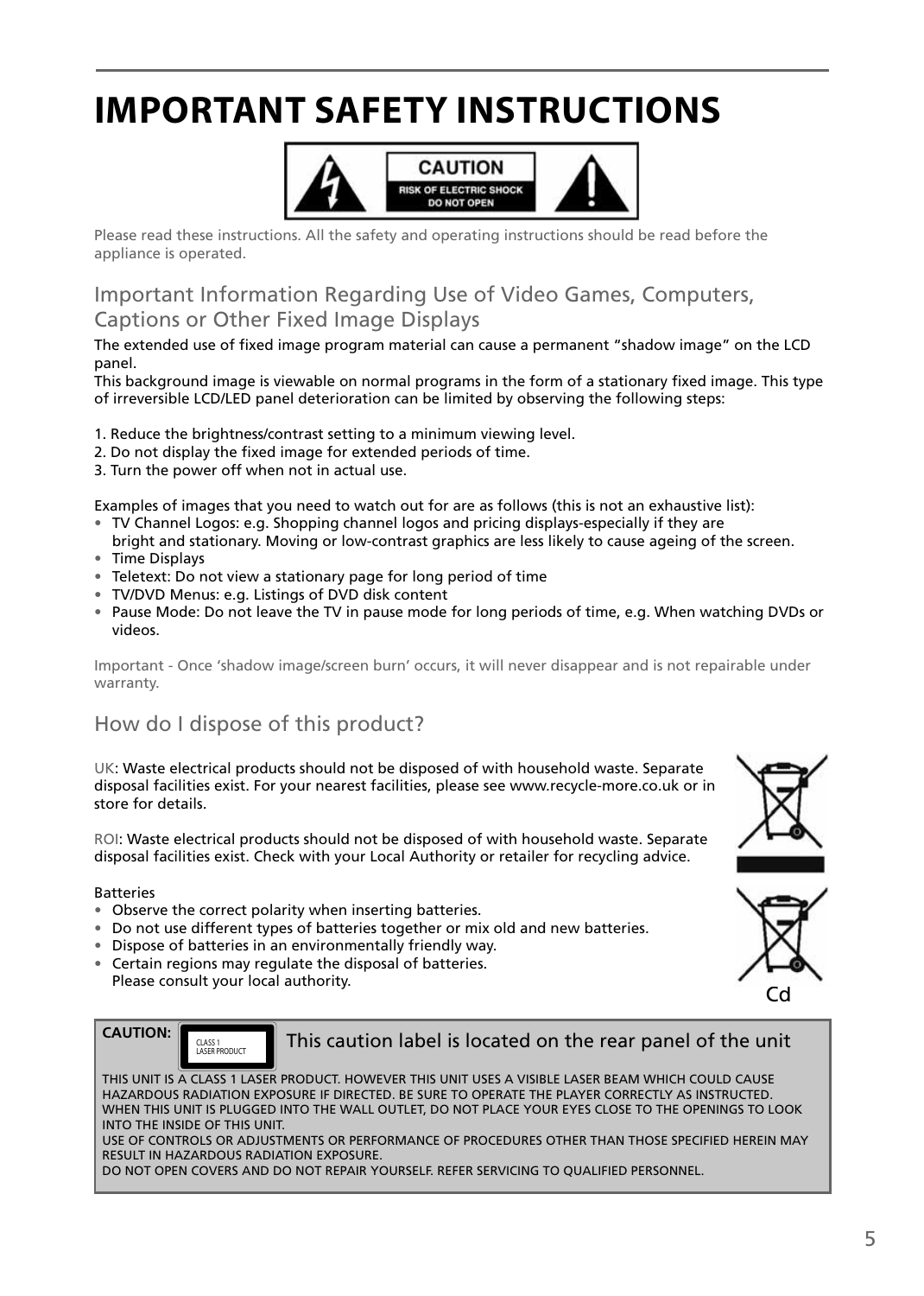# IMPORTANT SAFETY INSTRUCTIONS

CAUTION
RISK OF ELECTRIC SHOCK
DO NOT OPEN

Please read these instructions. All the safety and operating instructions should be read before the appliance is operated.

## Important Information Regarding Use of Video Games, Computers, Captions or Other Fixed Image Displays

The extended use of fixed image program material can cause a permanent "shadow image" on the LCD panel.
This background image is viewable on normal programs in the form of a stationary fixed image. This type of irreversible LCD/LED panel deterioration can be limited by observing the following steps:

1. Reduce the brightness/contrast setting to a minimum viewing level.
2. Do not display the fixed image for extended periods of time.
3. Turn the power off when not in actual use.

Examples of images that you need to watch out for are as follows (this is not an exhaustive list):

- TV Channel Logos: e.g. Shopping channel logos and pricing displays-especially if they are bright and stationary. Moving or low-contrast graphics are less likely to cause ageing of the screen.
- Time Displays
- Teletext: Do not view a stationary page for long period of time
- TV/DVD Menus: e.g. Listings of DVD disk content
- Pause Mode: Do not leave the TV in pause mode for long periods of time, e.g. When watching DVDs or videos.

Important - Once 'shadow image/screen burn' occurs, it will never disappear and is not repairable under warranty.

## How do I dispose of this product?

UK: Waste electrical products should not be disposed of with household waste. Separate disposal facilities exist. For your nearest facilities, please see www.recycle-more.co.uk or in store for details.

ROI: Waste electrical products should not be disposed of with household waste. Separate disposal facilities exist. Check with your Local Authority or retailer for recycling advice.

Batteries

- Observe the correct polarity when inserting batteries.
- Do not use different types of batteries together or mix old and new batteries.
- Dispose of batteries in an environmentally friendly way.
- Certain regions may regulate the disposal of batteries.
  Please consult your local authority.

Cd

**CAUTION:** CLASS 1 LASER PRODUCT

This caution label is located on the rear panel of the unit

THIS UNIT IS A CLASS 1 LASER PRODUCT. HOWEVER THIS UNIT USES A VISIBLE LASER BEAM WHICH COULD CAUSE HAZARDOUS RADIATION EXPOSURE IF DIRECTED. BE SURE TO OPERATE THE PLAYER CORRECTLY AS INSTRUCTED.
WHEN THIS UNIT IS PLUGGED INTO THE WALL OUTLET, DO NOT PLACE YOUR EYES CLOSE TO THE OPENINGS TO LOOK INTO THE INSIDE OF THIS UNIT.
USE OF CONTROLS OR ADJUSTMENTS OR PERFORMANCE OF PROCEDURES OTHER THAN THOSE SPECIFIED HEREIN MAY RESULT IN HAZARDOUS RADIATION EXPOSURE.
DO NOT OPEN COVERS AND DO NOT REPAIR YOURSELF. REFER SERVICING TO QUALIFIED PERSONNEL.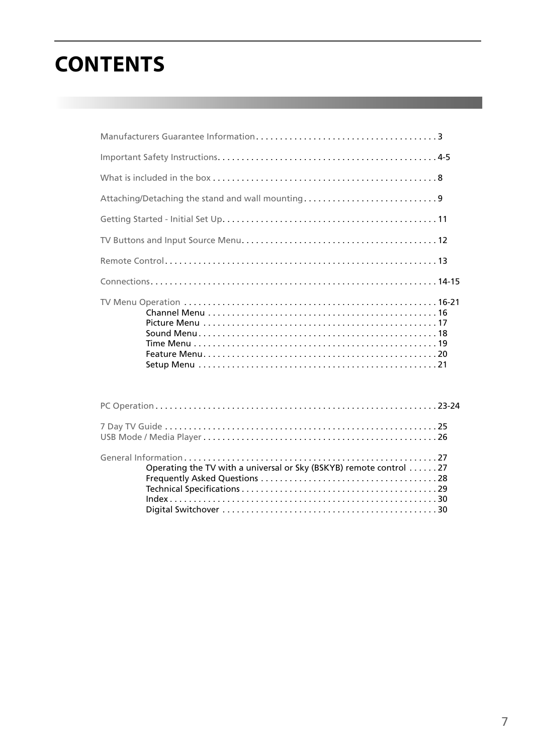# CONTENTS

Manufacturers Guarantee Information . . . . . . . . . . . . . . . . . . . . . . . . . . . . . . . . . . . . . . 3

Important Safety Instructions. . . . . . . . . . . . . . . . . . . . . . . . . . . . . . . . . . . . . . . . . . . . . . 4-5

What is included in the box . . . . . . . . . . . . . . . . . . . . . . . . . . . . . . . . . . . . . . . . . . . . . . . 8

Attaching/Detaching the stand and wall mounting. . . . . . . . . . . . . . . . . . . . . . . . . . . . 9

Getting Started - Initial Set Up. . . . . . . . . . . . . . . . . . . . . . . . . . . . . . . . . . . . . . . . . . . . . 11

TV Buttons and Input Source Menu. . . . . . . . . . . . . . . . . . . . . . . . . . . . . . . . . . . . . . . . . 12

Remote Control. . . . . . . . . . . . . . . . . . . . . . . . . . . . . . . . . . . . . . . . . . . . . . . . . . . . . . . . . . 13

Connections. . . . . . . . . . . . . . . . . . . . . . . . . . . . . . . . . . . . . . . . . . . . . . . . . . . . . . . . . . . . . 14-15

TV Menu Operation . . . . . . . . . . . . . . . . . . . . . . . . . . . . . . . . . . . . . . . . . . . . . . . . . . . . . 16-21
- Channel Menu . . . . . . . . . . . . . . . . . . . . . . . . . . . . . . . . . . . . . . . . . . . . . . . . 16
- Picture Menu . . . . . . . . . . . . . . . . . . . . . . . . . . . . . . . . . . . . . . . . . . . . . . . . . 17
- Sound Menu. . . . . . . . . . . . . . . . . . . . . . . . . . . . . . . . . . . . . . . . . . . . . . . . . . 18
- Time Menu . . . . . . . . . . . . . . . . . . . . . . . . . . . . . . . . . . . . . . . . . . . . . . . . . . . 19
- Feature Menu. . . . . . . . . . . . . . . . . . . . . . . . . . . . . . . . . . . . . . . . . . . . . . . . . 20
- Setup Menu . . . . . . . . . . . . . . . . . . . . . . . . . . . . . . . . . . . . . . . . . . . . . . . . . . 21

PC Operation . . . . . . . . . . . . . . . . . . . . . . . . . . . . . . . . . . . . . . . . . . . . . . . . . . . . . . . . . . . 23-24

7 Day TV Guide . . . . . . . . . . . . . . . . . . . . . . . . . . . . . . . . . . . . . . . . . . . . . . . . . . . . . . . . . . 25

USB Mode / Media Player . . . . . . . . . . . . . . . . . . . . . . . . . . . . . . . . . . . . . . . . . . . . . . . . . 26

General Information . . . . . . . . . . . . . . . . . . . . . . . . . . . . . . . . . . . . . . . . . . . . . . . . . . . . . 27
- Operating the TV with a universal or Sky (BSKYB) remote control . . . . . . 27
- Frequently Asked Questions . . . . . . . . . . . . . . . . . . . . . . . . . . . . . . . . . . . . . 28
- Technical Specifications . . . . . . . . . . . . . . . . . . . . . . . . . . . . . . . . . . . . . . . . . 29
- Index . . . . . . . . . . . . . . . . . . . . . . . . . . . . . . . . . . . . . . . . . . . . . . . . . . . . . . . . 30
- Digital Switchover . . . . . . . . . . . . . . . . . . . . . . . . . . . . . . . . . . . . . . . . . . . . . 30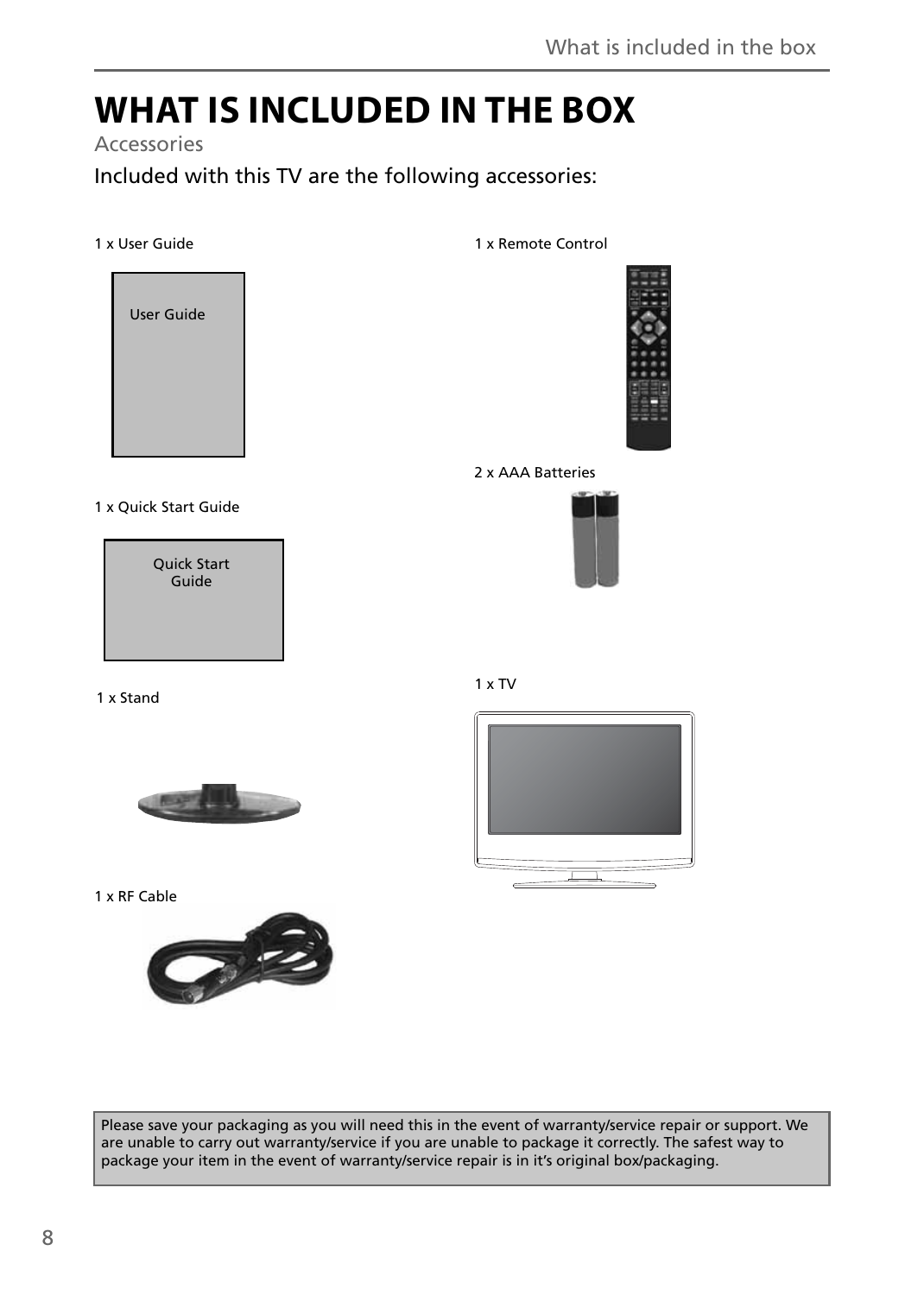# WHAT IS INCLUDED IN THE BOX

Accessories

Included with this TV are the following accessories:

1 x User Guide

User Guide

1 x Remote Control

2 x AAA Batteries

1 x Quick Start Guide

Quick Start Guide

1 x Stand

1 x TV

1 x RF Cable

Please save your packaging as you will need this in the event of warranty/service repair or support. We are unable to carry out warranty/service if you are unable to package it correctly. The safest way to package your item in the event of warranty/service repair is in it's original box/packaging.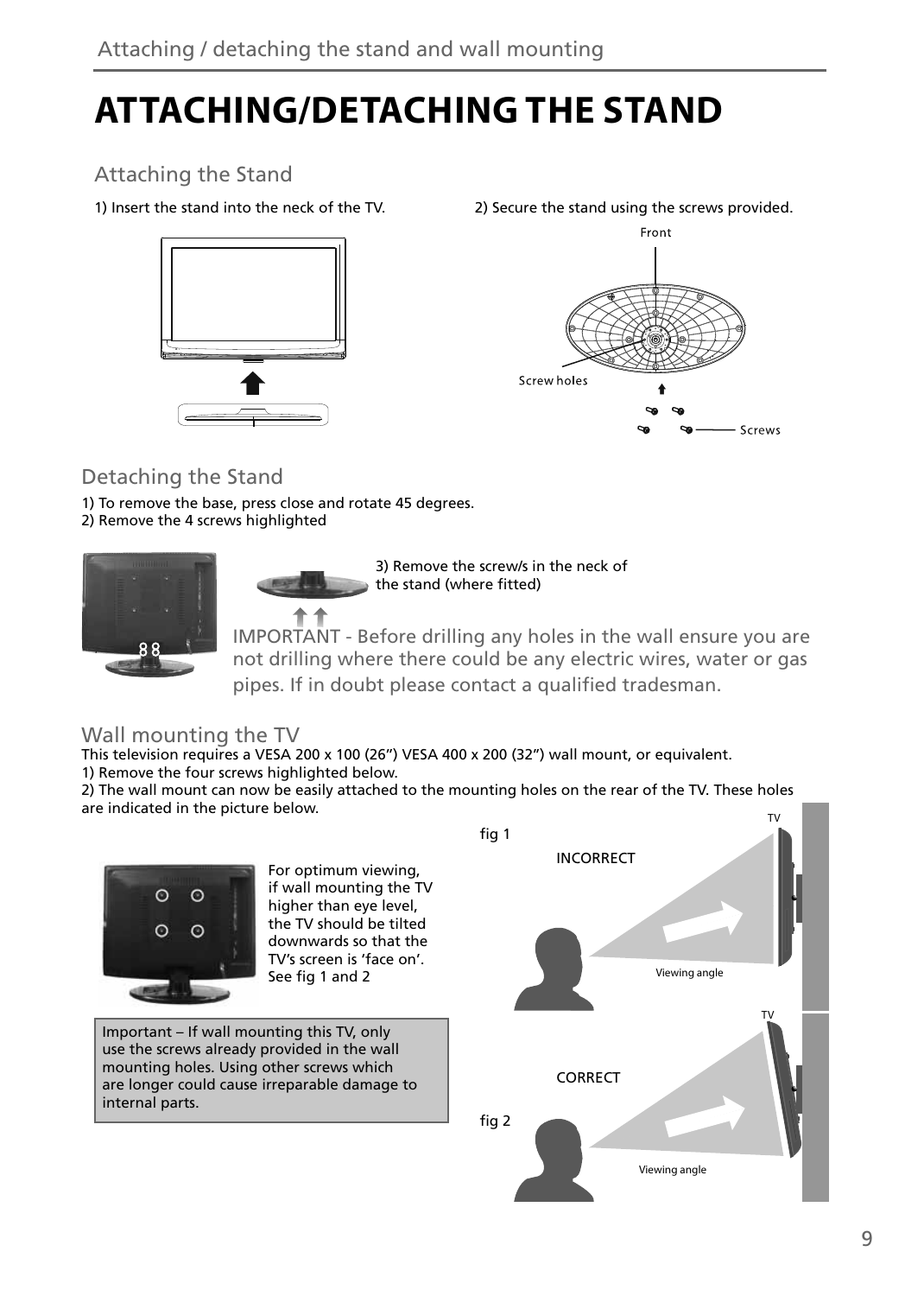# ATTACHING/DETACHING THE STAND

## Attaching the Stand

1) Insert the stand into the neck of the TV.

2) Secure the stand using the screws provided.

Front

Screw holes

Screws

## Detaching the Stand

1) To remove the base, press close and rotate 45 degrees.
2) Remove the 4 screws highlighted

3) Remove the screw/s in the neck of the stand (where fitted)

IMPORTANT - Before drilling any holes in the wall ensure you are not drilling where there could be any electric wires, water or gas pipes. If in doubt please contact a qualified tradesman.

## Wall mounting the TV

This television requires a VESA 200 x 100 (26") VESA 400 x 200 (32") wall mount, or equivalent.
1) Remove the four screws highlighted below.
2) The wall mount can now be easily attached to the mounting holes on the rear of the TV. These holes are indicated in the picture below.

For optimum viewing, if wall mounting the TV higher than eye level, the TV should be tilted downwards so that the TV's screen is 'face on'. See fig 1 and 2

Important – If wall mounting this TV, only use the screws already provided in the wall mounting holes. Using other screws which are longer could cause irreparable damage to internal parts.

fig 1

INCORRECT

TV

Viewing angle

fig 2

CORRECT

TV

Viewing angle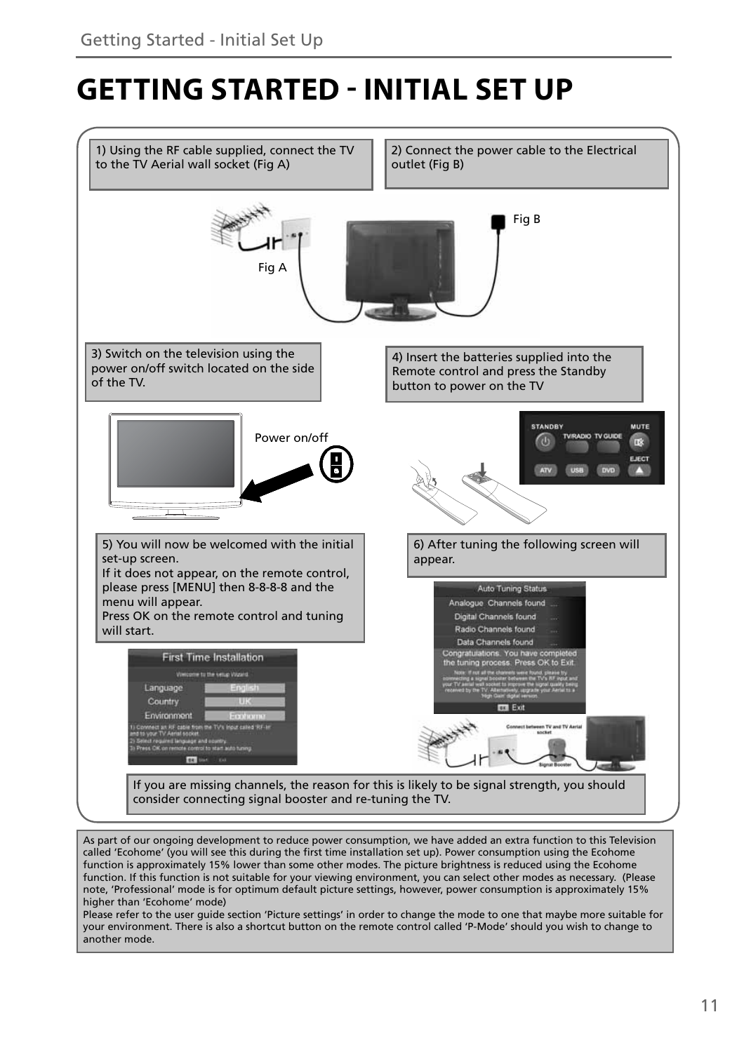# GETTING STARTED - INITIAL SET UP

1) Using the RF cable supplied, connect the TV to the TV Aerial wall socket (Fig A)

2) Connect the power cable to the Electrical outlet (Fig B)

Fig A

Fig B

3) Switch on the television using the power on/off switch located on the side of the TV.

Power on/off

4) Insert the batteries supplied into the Remote control and press the Standby button to power on the TV

5) You will now be welcomed with the initial set-up screen.
If it does not appear, on the remote control, please press [MENU] then 8-8-8-8 and the menu will appear.
Press OK on the remote control and tuning will start.

6) After tuning the following screen will appear.

If you are missing channels, the reason for this is likely to be signal strength, you should consider connecting signal booster and re-tuning the TV.

As part of our ongoing development to reduce power consumption, we have added an extra function to this Television called 'Ecohome' (you will see this during the first time installation set up). Power consumption using the Ecohome function is approximately 15% lower than some other modes. The picture brightness is reduced using the Ecohome function. If this function is not suitable for your viewing environment, you can select other modes as necessary. (Please note, 'Professional' mode is for optimum default picture settings, however, power consumption is approximately 15% higher than 'Ecohome' mode)
Please refer to the user guide section 'Picture settings' in order to change the mode to one that maybe more suitable for your environment. There is also a shortcut button on the remote control called 'P-Mode' should you wish to change to another mode.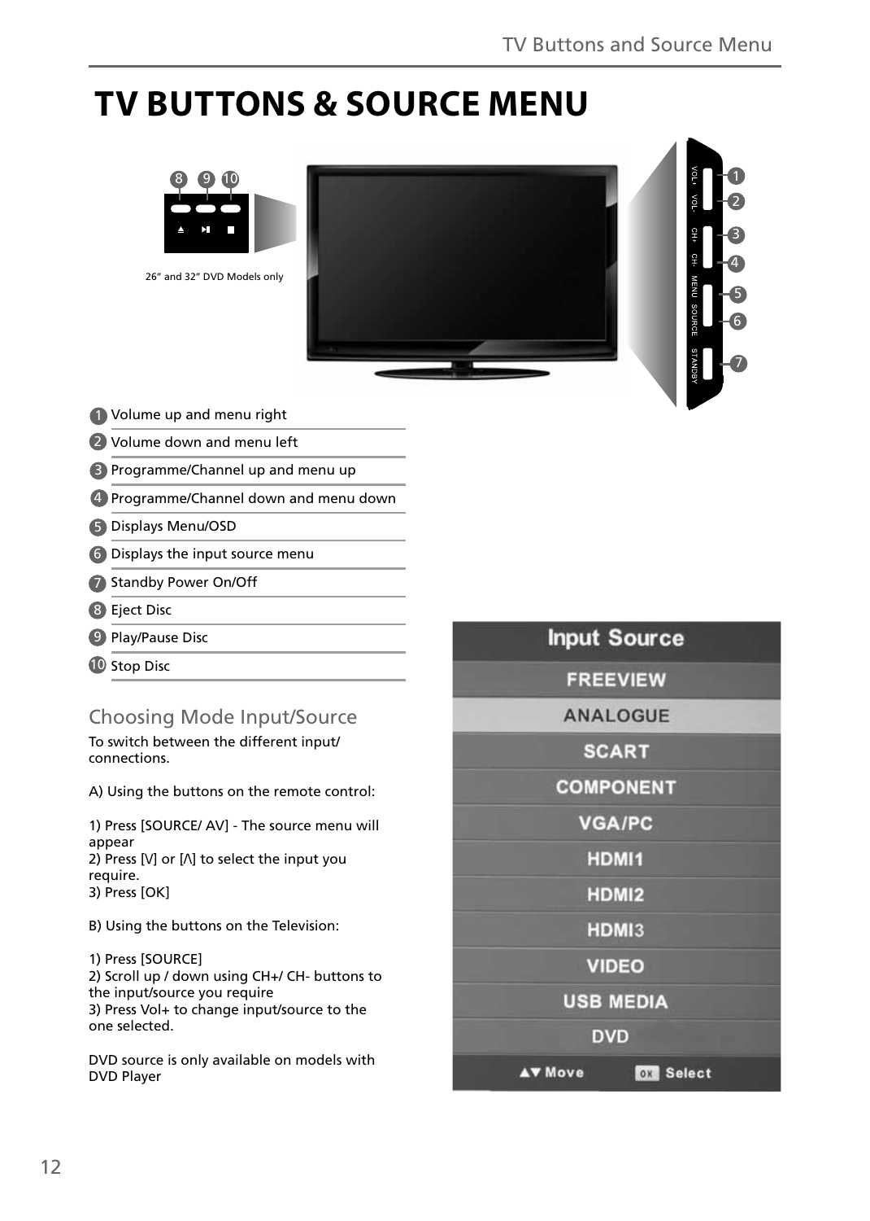# TV BUTTONS & SOURCE MENU

26" and 32" DVD Models only

1. Volume up and menu right
2. Volume down and menu left
3. Programme/Channel up and menu up
4. Programme/Channel down and menu down
5. Displays Menu/OSD
6. Displays the input source menu
7. Standby Power On/Off
8. Eject Disc
9. Play/Pause Disc
10. Stop Disc

## Choosing Mode Input/Source

To switch between the different input/ connections.

A) Using the buttons on the remote control:

1) Press [SOURCE/ AV] - The source menu will appear
2) Press [V] or [Λ] to select the input you require.
3) Press [OK]

B) Using the buttons on the Television:

1) Press [SOURCE]
2) Scroll up / down using CH+/ CH- buttons to the input/source you require
3) Press Vol+ to change input/source to the one selected.

DVD source is only available on models with DVD Player

**Input Source**

- FREEVIEW
- ANALOGUE
- SCART
- COMPONENT
- VGA/PC
- HDMI1
- HDMI2
- HDMI3
- VIDEO
- USB MEDIA
- DVD

▲▼ Move    OK Select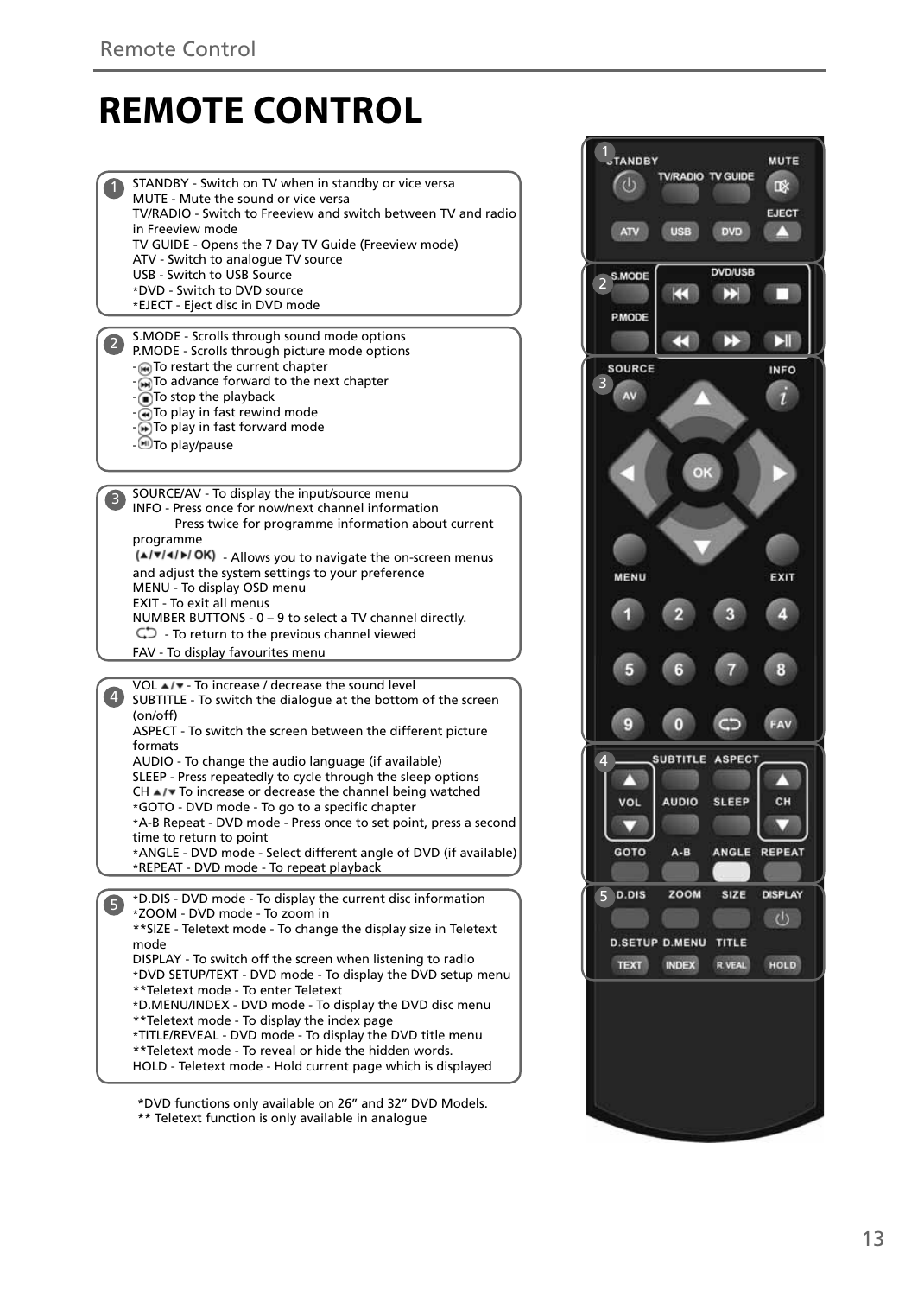# REMOTE CONTROL

1. STANDBY - Switch on TV when in standby or vice versa
   MUTE - Mute the sound or vice versa
   TV/RADIO - Switch to Freeview and switch between TV and radio in Freeview mode
   TV GUIDE - Opens the 7 Day TV Guide (Freeview mode)
   ATV - Switch to analogue TV source
   USB - Switch to USB Source
   *DVD - Switch to DVD source
   *EJECT - Eject disc in DVD mode

2. S.MODE - Scrolls through sound mode options
   P.MODE - Scrolls through picture mode options
   - To restart the current chapter
   - To advance forward to the next chapter
   - To stop the playback
   - To play in fast rewind mode
   - To play in fast forward mode
   - To play/pause

3. SOURCE/AV - To display the input/source menu
   INFO - Press once for now/next channel information
   Press twice for programme information about current programme
   (▲/▼/◄/►/ OK) - Allows you to navigate the on-screen menus and adjust the system settings to your preference
   MENU - To display OSD menu
   EXIT - To exit all menus
   NUMBER BUTTONS - 0 – 9 to select a TV channel directly.
   - To return to the previous channel viewed
   FAV - To display favourites menu

4. VOL ▲/▼ - To increase / decrease the sound level
   SUBTITLE - To switch the dialogue at the bottom of the screen (on/off)
   ASPECT - To switch the screen between the different picture formats
   AUDIO - To change the audio language (if available)
   SLEEP - Press repeatedly to cycle through the sleep options
   CH ▲/▼ To increase or decrease the channel being watched
   *GOTO - DVD mode - To go to a specific chapter
   *A-B Repeat - DVD mode - Press once to set point, press a second time to return to point
   *ANGLE - DVD mode - Select different angle of DVD (if available)
   *REPEAT - DVD mode - To repeat playback

5. *D.DIS - DVD mode - To display the current disc information
   *ZOOM - DVD mode - To zoom in
   **SIZE - Teletext mode - To change the display size in Teletext mode
   DISPLAY - To switch off the screen when listening to radio
   *DVD SETUP/TEXT - DVD mode - To display the DVD setup menu
   **Teletext mode - To enter Teletext
   *D.MENU/INDEX - DVD mode - To display the DVD disc menu
   **Teletext mode - To display the index page
   *TITLE/REVEAL - DVD mode - To display the DVD title menu
   **Teletext mode - To reveal or hide the hidden words.
   HOLD - Teletext mode - Hold current page which is displayed

*DVD functions only available on 26" and 32" DVD Models.
** Teletext function is only available in analogue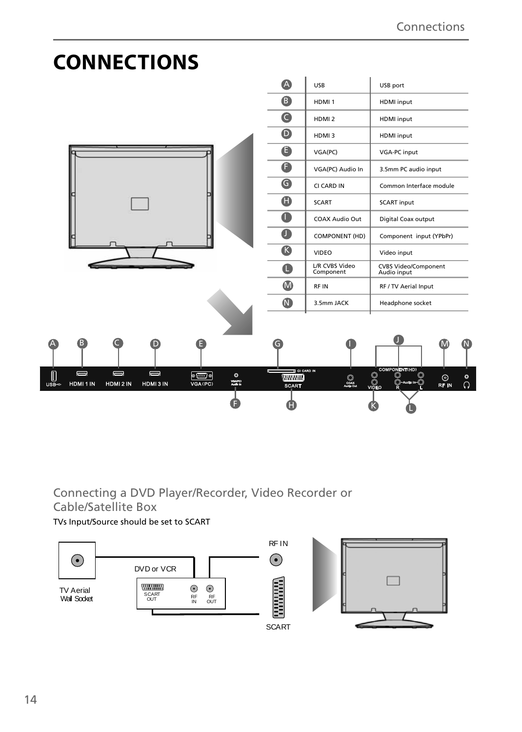# CONNECTIONS

| | | |
|---|---|---|
| A | USB | USB port |
| B | HDMI 1 | HDMI input |
| C | HDMI 2 | HDMI input |
| D | HDMI 3 | HDMI input |
| E | VGA(PC) | VGA-PC input |
| F | VGA(PC) Audio In | 3.5mm PC audio input |
| G | CI CARD IN | Common Interface module |
| H | SCART | SCART input |
| I | COAX Audio Out | Digital Coax output |
| J | COMPONENT (HD) | Component input (YPbPr) |
| K | VIDEO | Video input |
| L | L/R CVBS Video Component | CVBS Video/Component Audio input |
| M | RF IN | RF / TV Aerial Input |
| N | 3.5mm JACK | Headphone socket |

## Connecting a DVD Player/Recorder, Video Recorder or Cable/Satellite Box

TVs Input/Source should be set to SCART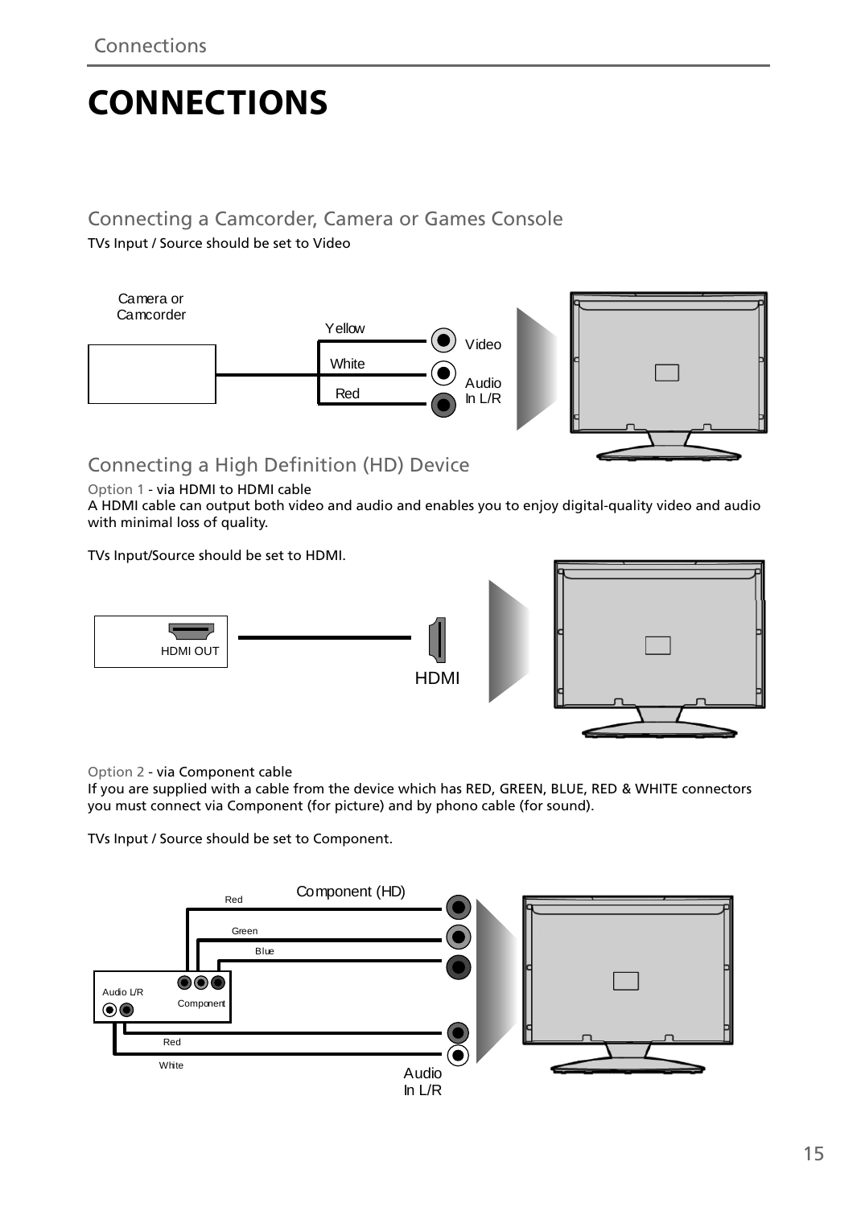# CONNECTIONS

## Connecting a Camcorder, Camera or Games Console

TVs Input / Source should be set to Video

Camera or Camcorder

Yellow

White

Red

Video

Audio In L/R

## Connecting a High Definition (HD) Device

Option 1 - via HDMI to HDMI cable

A HDMI cable can output both video and audio and enables you to enjoy digital-quality video and audio with minimal loss of quality.

TVs Input/Source should be set to HDMI.

HDMI OUT

HDMI

Option 2 - via Component cable

If you are supplied with a cable from the device which has RED, GREEN, BLUE, RED & WHITE connectors you must connect via Component (for picture) and by phono cable (for sound).

TVs Input / Source should be set to Component.

Component (HD)

Red

Green

Blue

Audio L/R

Component

Red

White

Audio In L/R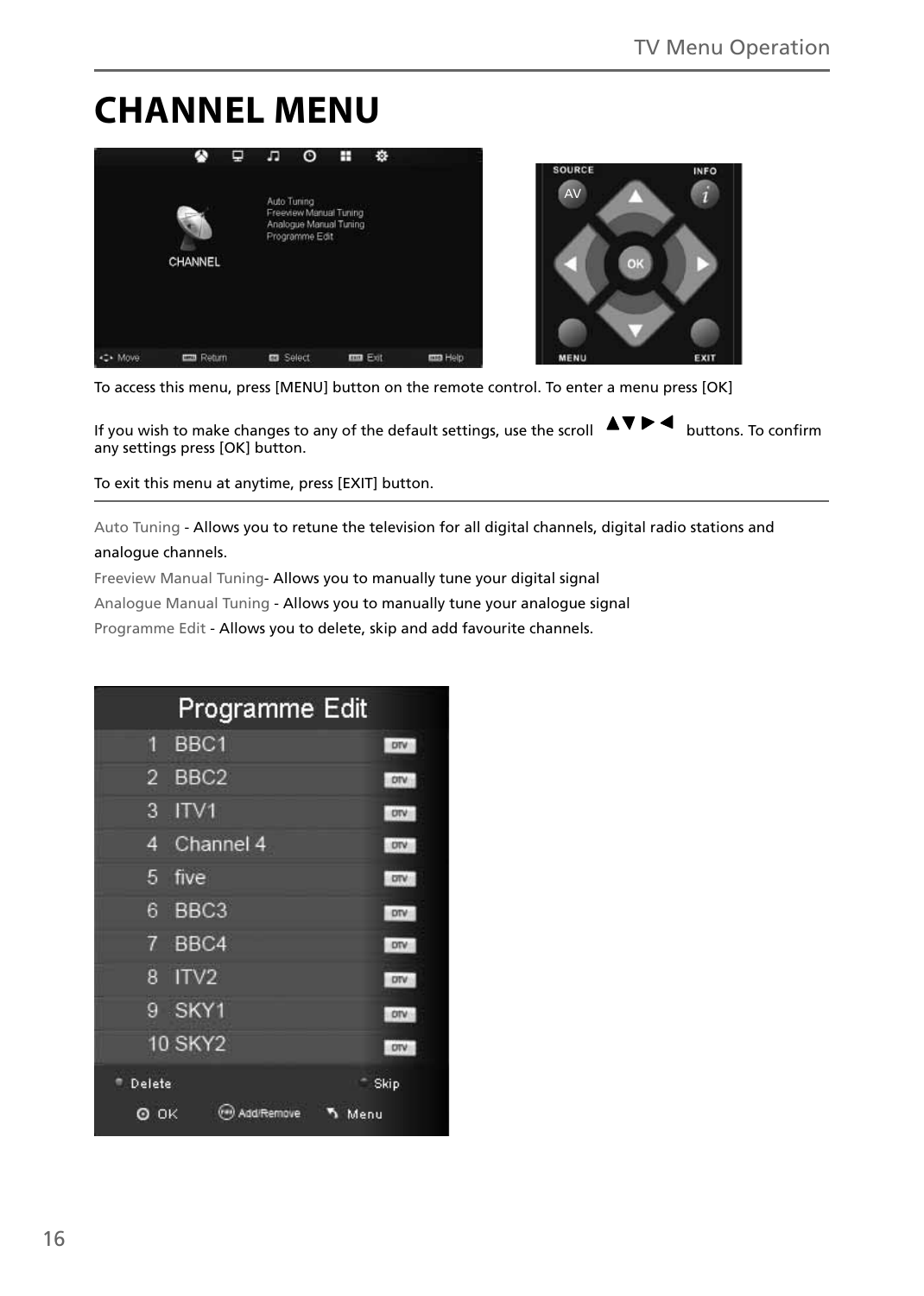# CHANNEL MENU

To access this menu, press [MENU] button on the remote control. To enter a menu press [OK]

If you wish to make changes to any of the default settings, use the scroll ▲▼▶◀ buttons. To confirm any settings press [OK] button.

To exit this menu at anytime, press [EXIT] button.

Auto Tuning - Allows you to retune the television for all digital channels, digital radio stations and analogue channels.

Freeview Manual Tuning- Allows you to manually tune your digital signal

Analogue Manual Tuning - Allows you to manually tune your analogue signal

Programme Edit - Allows you to delete, skip and add favourite channels.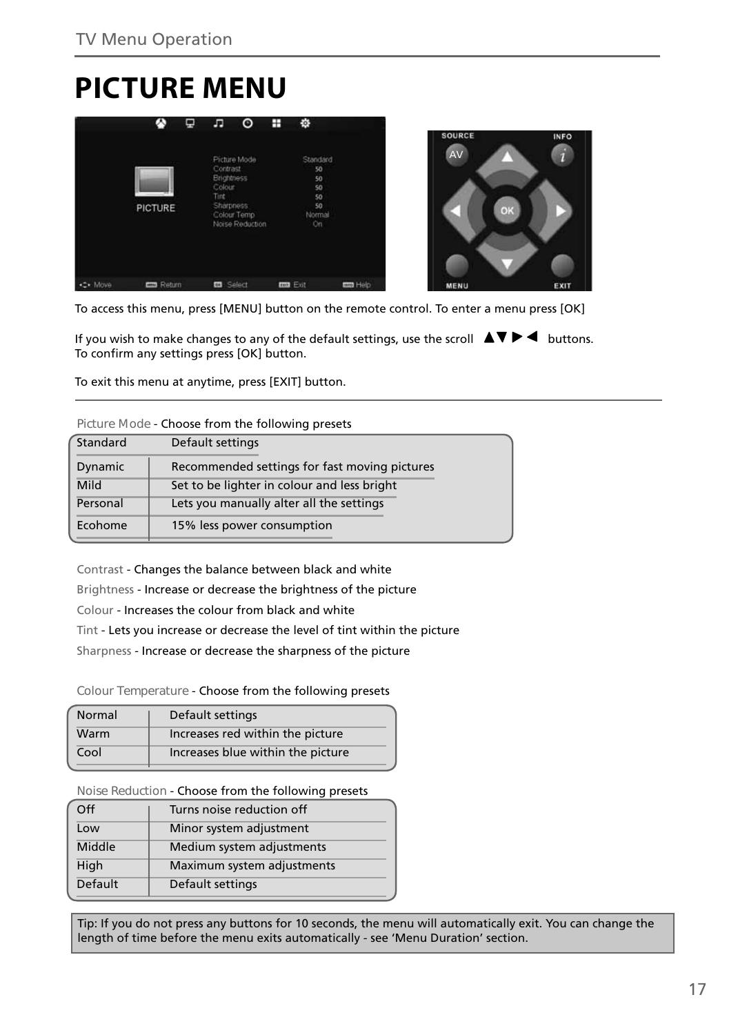# PICTURE MENU

To access this menu, press [MENU] button on the remote control. To enter a menu press [OK]

If you wish to make changes to any of the default settings, use the scroll ▲▼ ▶ ◀ buttons.
To confirm any settings press [OK] button.

To exit this menu at anytime, press [EXIT] button.

---

Picture Mode - Choose from the following presets

| | |
|---|---|
| Standard | Default settings |
| Dynamic | Recommended settings for fast moving pictures |
| Mild | Set to be lighter in colour and less bright |
| Personal | Lets you manually alter all the settings |
| Ecohome | 15% less power consumption |

Contrast - Changes the balance between black and white

Brightness - Increase or decrease the brightness of the picture

Colour - Increases the colour from black and white

Tint - Lets you increase or decrease the level of tint within the picture

Sharpness - Increase or decrease the sharpness of the picture

Colour Temperature - Choose from the following presets

| | |
|---|---|
| Normal | Default settings |
| Warm | Increases red within the picture |
| Cool | Increases blue within the picture |

Noise Reduction - Choose from the following presets

| | |
|---|---|
| Off | Turns noise reduction off |
| Low | Minor system adjustment |
| Middle | Medium system adjustments |
| High | Maximum system adjustments |
| Default | Default settings |

Tip: If you do not press any buttons for 10 seconds, the menu will automatically exit. You can change the length of time before the menu exits automatically - see 'Menu Duration' section.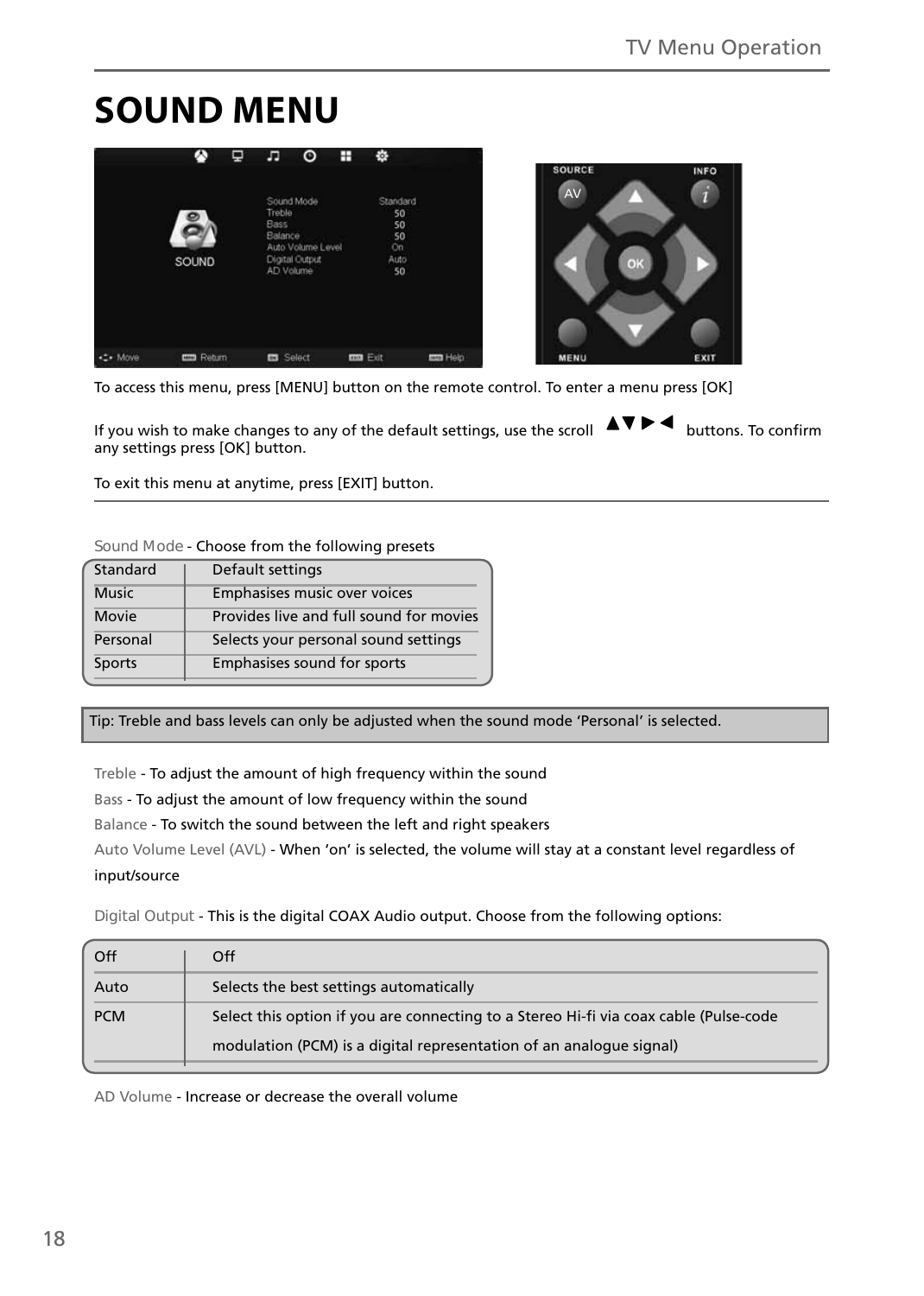# SOUND MENU

To access this menu, press [MENU] button on the remote control. To enter a menu press [OK]

If you wish to make changes to any of the default settings, use the scroll ▲▼▶◀ buttons. To confirm any settings press [OK] button.

To exit this menu at anytime, press [EXIT] button.

Sound Mode - Choose from the following presets

| Standard | Default settings |
|---|---|
| Music | Emphasises music over voices |
| Movie | Provides live and full sound for movies |
| Personal | Selects your personal sound settings |
| Sports | Emphasises sound for sports |

Tip: Treble and bass levels can only be adjusted when the sound mode 'Personal' is selected.

Treble - To adjust the amount of high frequency within the sound

Bass - To adjust the amount of low frequency within the sound

Balance - To switch the sound between the left and right speakers

Auto Volume Level (AVL) - When 'on' is selected, the volume will stay at a constant level regardless of input/source

Digital Output - This is the digital COAX Audio output. Choose from the following options:

| Off | Off |
|---|---|
| Auto | Selects the best settings automatically |
| PCM | Select this option if you are connecting to a Stereo Hi-fi via coax cable (Pulse-code modulation (PCM) is a digital representation of an analogue signal) |

AD Volume - Increase or decrease the overall volume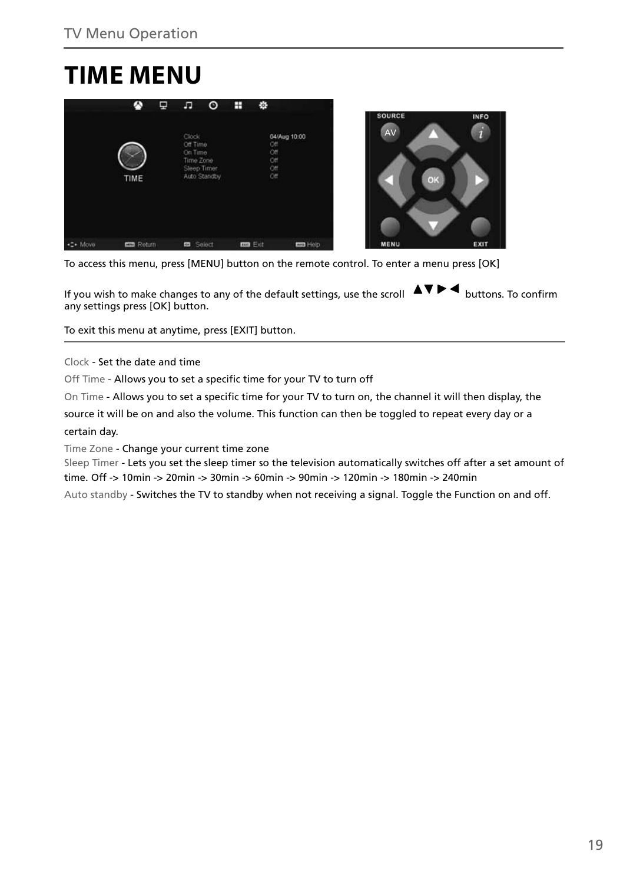# TIME MENU

To access this menu, press [MENU] button on the remote control. To enter a menu press [OK]

If you wish to make changes to any of the default settings, use the scroll ▲▼ ▶ ◀ buttons. To confirm any settings press [OK] button.

To exit this menu at anytime, press [EXIT] button.

Clock - Set the date and time

Off Time - Allows you to set a specific time for your TV to turn off

On Time - Allows you to set a specific time for your TV to turn on, the channel it will then display, the source it will be on and also the volume. This function can then be toggled to repeat every day or a certain day.

Time Zone - Change your current time zone

Sleep Timer - Lets you set the sleep timer so the television automatically switches off after a set amount of time. Off -> 10min -> 20min -> 30min -> 60min -> 90min -> 120min -> 180min -> 240min

Auto standby - Switches the TV to standby when not receiving a signal. Toggle the Function on and off.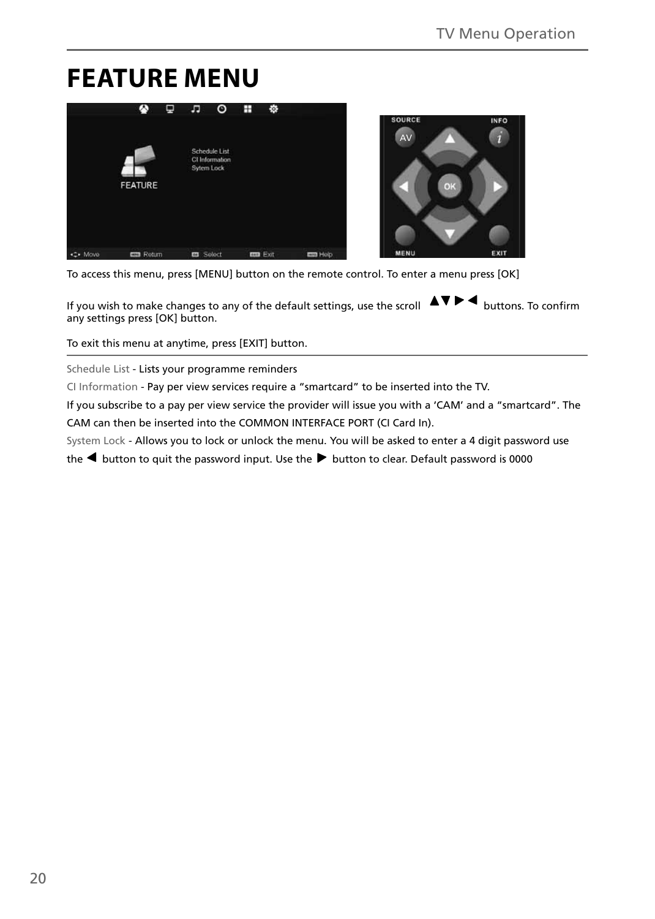# FEATURE MENU

To access this menu, press [MENU] button on the remote control. To enter a menu press [OK]

If you wish to make changes to any of the default settings, use the scroll ▲▼ ▶ ◀ buttons. To confirm any settings press [OK] button.

To exit this menu at anytime, press [EXIT] button.

Schedule List - Lists your programme reminders

CI Information - Pay per view services require a “smartcard” to be inserted into the TV.

If you subscribe to a pay per view service the provider will issue you with a ‘CAM’ and a “smartcard”. The CAM can then be inserted into the COMMON INTERFACE PORT (CI Card In).

System Lock - Allows you to lock or unlock the menu. You will be asked to enter a 4 digit password use the ◀ button to quit the password input. Use the ▶ button to clear. Default password is 0000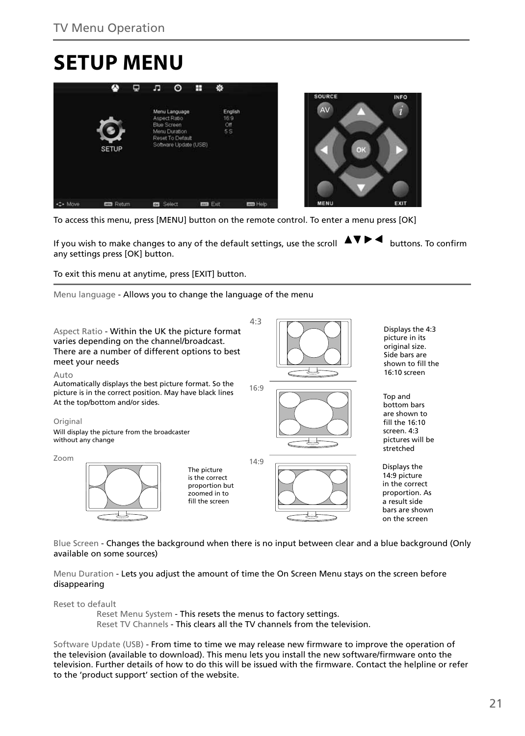# SETUP MENU

To access this menu, press [MENU] button on the remote control. To enter a menu press [OK]

If you wish to make changes to any of the default settings, use the scroll ▲▼▶◀ buttons. To confirm any settings press [OK] button.

To exit this menu at anytime, press [EXIT] button.

Menu language - Allows you to change the language of the menu

Aspect Ratio - Within the UK the picture format varies depending on the channel/broadcast. There are a number of different options to best meet your needs

Auto
Automatically displays the best picture format. So the picture is in the correct position. May have black lines At the top/bottom and/or sides.

Original
Will display the picture from the broadcaster without any change

Zoom
The picture is the correct proportion but zoomed in to fill the screen

4:3
Displays the 4:3 picture in its original size. Side bars are shown to fill the 16:10 screen

16:9
Top and bottom bars are shown to fill the 16:10 screen. 4:3 pictures will be stretched

14:9
Displays the 14:9 picture in the correct proportion. As a result side bars are shown on the screen

Blue Screen - Changes the background when there is no input between clear and a blue background (Only available on some sources)

Menu Duration - Lets you adjust the amount of time the On Screen Menu stays on the screen before disappearing

Reset to default
- Reset Menu System - This resets the menus to factory settings.
- Reset TV Channels - This clears all the TV channels from the television.

Software Update (USB) - From time to time we may release new firmware to improve the operation of the television (available to download). This menu lets you install the new software/firmware onto the television. Further details of how to do this will be issued with the firmware. Contact the helpline or refer to the 'product support' section of the website.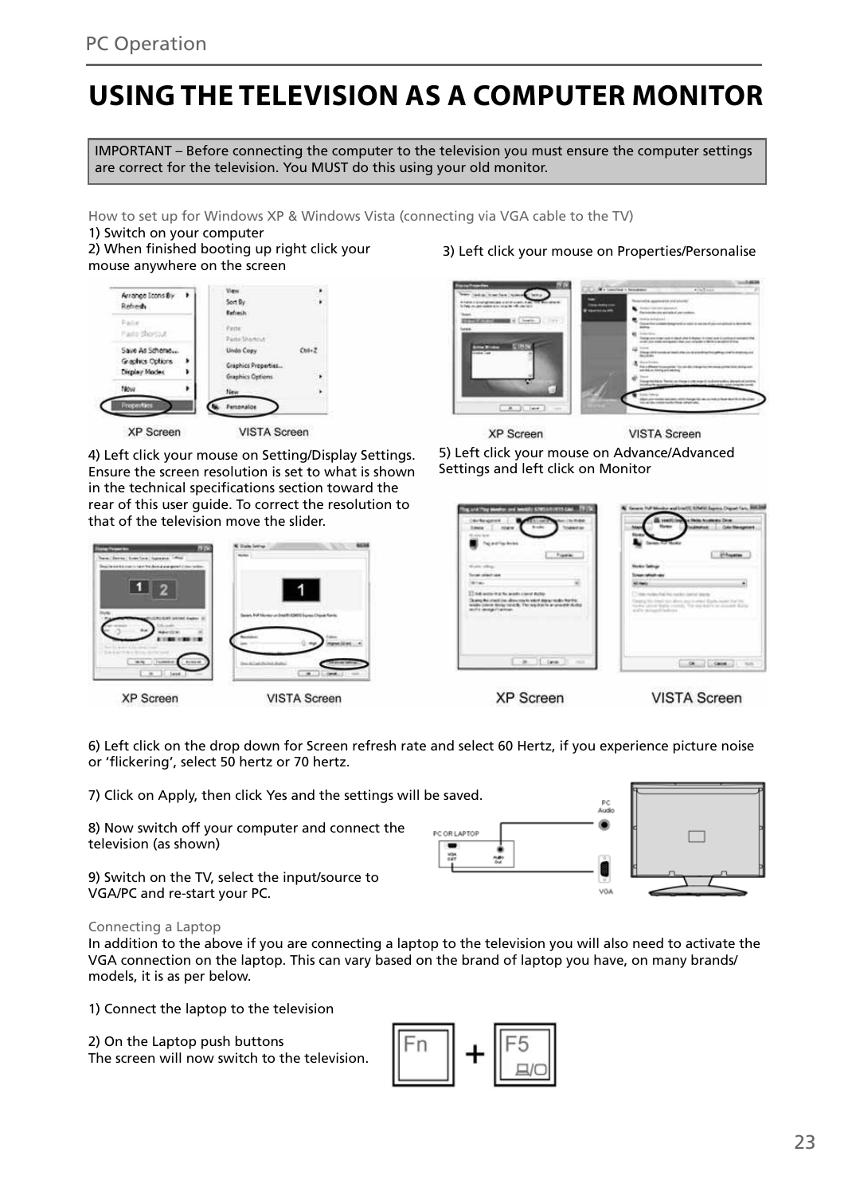# USING THE TELEVISION AS A COMPUTER MONITOR

IMPORTANT – Before connecting the computer to the television you must ensure the computer settings are correct for the television. You MUST do this using your old monitor.

How to set up for Windows XP & Windows Vista (connecting via VGA cable to the TV)

1) Switch on your computer

2) When finished booting up right click your mouse anywhere on the screen

XP Screen VISTA Screen

3) Left click your mouse on Properties/Personalise

XP Screen VISTA Screen

4) Left click your mouse on Setting/Display Settings. Ensure the screen resolution is set to what is shown in the technical specifications section toward the rear of this user guide. To correct the resolution to that of the television move the slider.

XP Screen VISTA Screen

5) Left click your mouse on Advance/Advanced Settings and left click on Monitor

XP Screen VISTA Screen

6) Left click on the drop down for Screen refresh rate and select 60 Hertz, if you experience picture noise or 'flickering', select 50 hertz or 70 hertz.

7) Click on Apply, then click Yes and the settings will be saved.

8) Now switch off your computer and connect the television (as shown)

9) Switch on the TV, select the input/source to VGA/PC and re-start your PC.

Connecting a Laptop

In addition to the above if you are connecting a laptop to the television you will also need to activate the VGA connection on the laptop. This can vary based on the brand of laptop you have, on many brands/models, it is as per below.

1) Connect the laptop to the television

2) On the Laptop push buttons
The screen will now switch to the television.

Fn + F5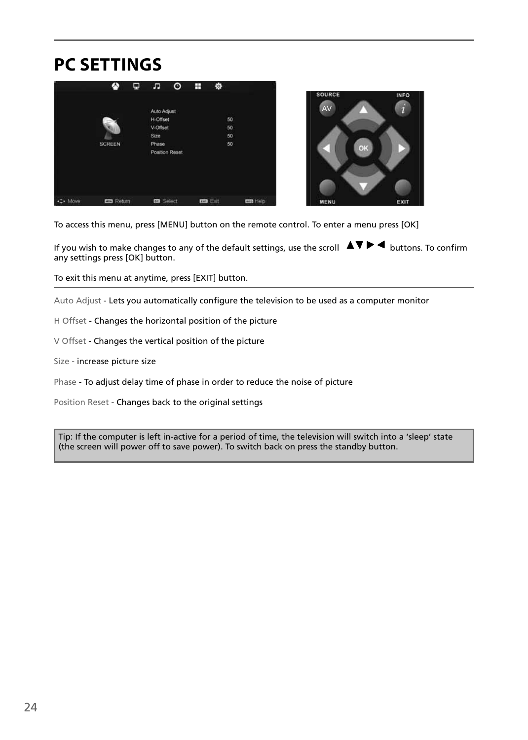# PC SETTINGS

To access this menu, press [MENU] button on the remote control. To enter a menu press [OK]

If you wish to make changes to any of the default settings, use the scroll ▲▼▶◀ buttons. To confirm any settings press [OK] button.

To exit this menu at anytime, press [EXIT] button.

Auto Adjust - Lets you automatically configure the television to be used as a computer monitor

H Offset - Changes the horizontal position of the picture

V Offset - Changes the vertical position of the picture

Size - increase picture size

Phase - To adjust delay time of phase in order to reduce the noise of picture

Position Reset - Changes back to the original settings

> Tip: If the computer is left in-active for a period of time, the television will switch into a 'sleep' state (the screen will power off to save power). To switch back on press the standby button.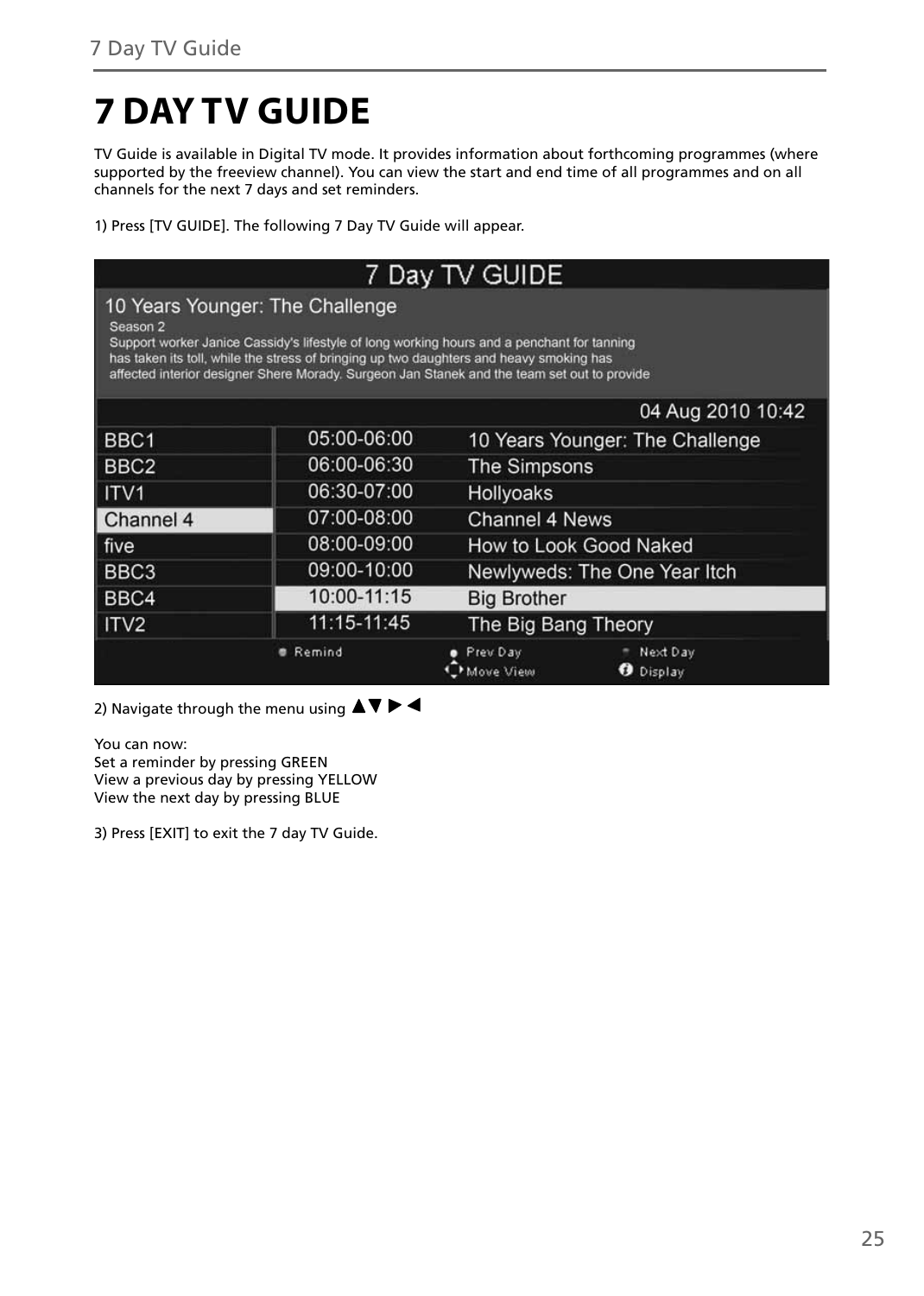# 7 DAY TV GUIDE

TV Guide is available in Digital TV mode. It provides information about forthcoming programmes (where supported by the freeview channel). You can view the start and end time of all programmes and on all channels for the next 7 days and set reminders.

1) Press [TV GUIDE]. The following 7 Day TV Guide will appear.

**7 Day TV GUIDE**

**10 Years Younger: The Challenge**

Season 2

Support worker Janice Cassidy's lifestyle of long working hours and a penchant for tanning has taken its toll, while the stress of bringing up two daughters and heavy smoking has affected interior designer Shere Morady. Surgeon Jan Stanek and the team set out to provide

04 Aug 2010 10:42

| Channel | Time | Programme |
|---|---|---|
| BBC1 | 05:00-06:00 | 10 Years Younger: The Challenge |
| BBC2 | 06:00-06:30 | The Simpsons |
| ITV1 | 06:30-07:00 | Hollyoaks |
| Channel 4 | 07:00-08:00 | Channel 4 News |
| five | 08:00-09:00 | How to Look Good Naked |
| BBC3 | 09:00-10:00 | Newlyweds: The One Year Itch |
| BBC4 | 10:00-11:15 | Big Brother |
| ITV2 | 11:15-11:45 | The Big Bang Theory |

Remind | Prev Day | Next Day | Move View | Display

2) Navigate through the menu using ▲▼ ▶ ◀

You can now:
Set a reminder by pressing GREEN
View a previous day by pressing YELLOW
View the next day by pressing BLUE

3) Press [EXIT] to exit the 7 day TV Guide.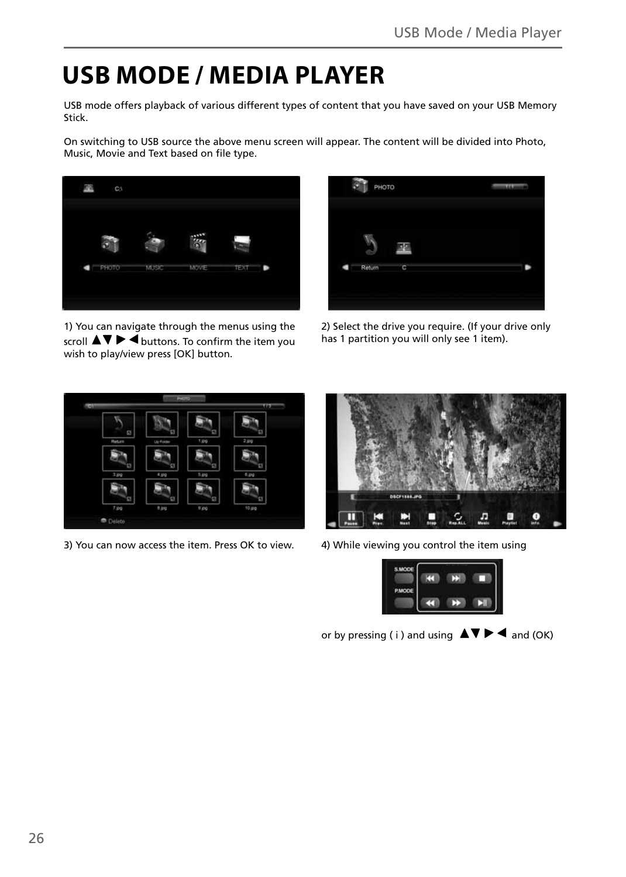# USB MODE / MEDIA PLAYER

USB mode offers playback of various different types of content that you have saved on your USB Memory Stick.

On switching to USB source the above menu screen will appear. The content will be divided into Photo, Music, Movie and Text based on file type.

1) You can navigate through the menus using the scroll ▲▼ ▶ ◀ buttons. To confirm the item you wish to play/view press [OK] button.

2) Select the drive you require. (If your drive only has 1 partition you will only see 1 item).

3) You can now access the item. Press OK to view.

4) While viewing you control the item using

or by pressing ( i ) and using ▲▼ ▶ ◀ and (OK)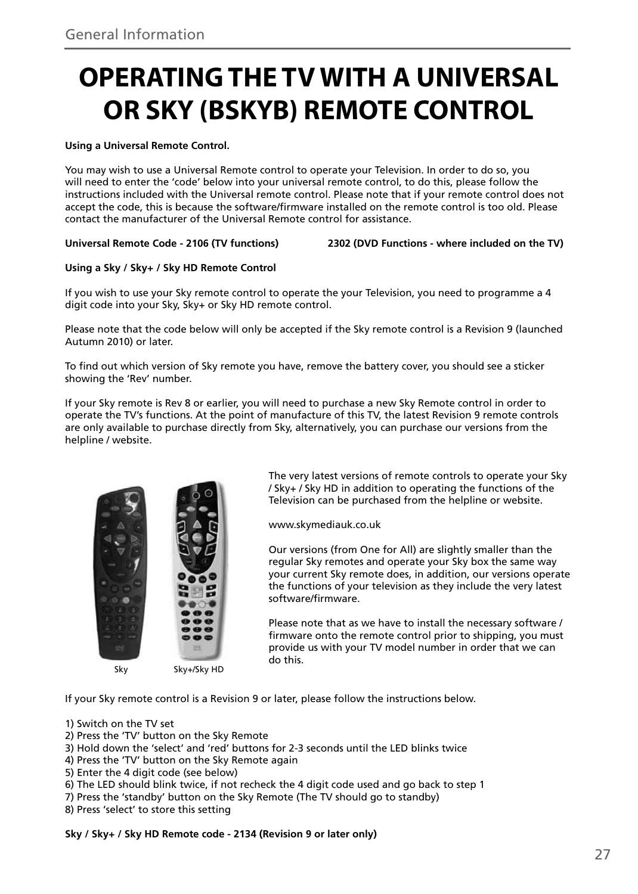# OPERATING THE TV WITH A UNIVERSAL OR SKY (BSKYB) REMOTE CONTROL

**Using a Universal Remote Control.**

You may wish to use a Universal Remote control to operate your Television. In order to do so, you will need to enter the 'code' below into your universal remote control, to do this, please follow the instructions included with the Universal remote control. Please note that if your remote control does not accept the code, this is because the software/firmware installed on the remote control is too old. Please contact the manufacturer of the Universal Remote control for assistance.

**Universal Remote Code - 2106 (TV functions)** **2302 (DVD Functions - where included on the TV)**

**Using a Sky / Sky+ / Sky HD Remote Control**

If you wish to use your Sky remote control to operate the your Television, you need to programme a 4 digit code into your Sky, Sky+ or Sky HD remote control.

Please note that the code below will only be accepted if the Sky remote control is a Revision 9 (launched Autumn 2010) or later.

To find out which version of Sky remote you have, remove the battery cover, you should see a sticker showing the 'Rev' number.

If your Sky remote is Rev 8 or earlier, you will need to purchase a new Sky Remote control in order to operate the TV's functions. At the point of manufacture of this TV, the latest Revision 9 remote controls are only available to purchase directly from Sky, alternatively, you can purchase our versions from the helpline / website.

Sky Sky+/Sky HD

The very latest versions of remote controls to operate your Sky / Sky+ / Sky HD in addition to operating the functions of the Television can be purchased from the helpline or website.

www.skymediauk.co.uk

Our versions (from One for All) are slightly smaller than the regular Sky remotes and operate your Sky box the same way your current Sky remote does, in addition, our versions operate the functions of your television as they include the very latest software/firmware.

Please note that as we have to install the necessary software / firmware onto the remote control prior to shipping, you must provide us with your TV model number in order that we can do this.

If your Sky remote control is a Revision 9 or later, please follow the instructions below.

1) Switch on the TV set
2) Press the 'TV' button on the Sky Remote
3) Hold down the 'select' and 'red' buttons for 2-3 seconds until the LED blinks twice
4) Press the 'TV' button on the Sky Remote again
5) Enter the 4 digit code (see below)
6) The LED should blink twice, if not recheck the 4 digit code used and go back to step 1
7) Press the 'standby' button on the Sky Remote (The TV should go to standby)
8) Press 'select' to store this setting

**Sky / Sky+ / Sky HD Remote code - 2134 (Revision 9 or later only)**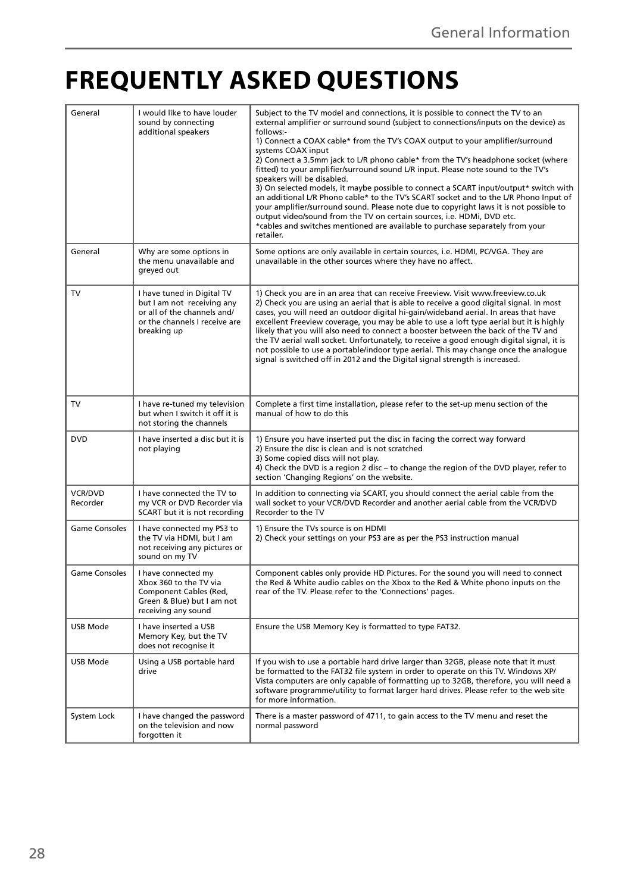# FREQUENTLY ASKED QUESTIONS

| | | |
|---|---|---|
| General | I would like to have louder sound by connecting additional speakers | Subject to the TV model and connections, it is possible to connect the TV to an external amplifier or surround sound (subject to connections/inputs on the device) as follows:-<br>1) Connect a COAX cable* from the TV's COAX output to your amplifier/surround systems COAX input<br>2) Connect a 3.5mm jack to L/R phono cable* from the TV's headphone socket (where fitted) to your amplifier/surround sound L/R input. Please note sound to the TV's speakers will be disabled.<br>3) On selected models, it maybe possible to connect a SCART input/output* switch with an additional L/R Phono cable* to the TV's SCART socket and to the L/R Phono Input of your amplifier/surround sound. Please note due to copyright laws it is not possible to output video/sound from the TV on certain sources, i.e. HDMi, DVD etc.<br>*cables and switches mentioned are available to purchase separately from your retailer. |
| General | Why are some options in the menu unavailable and greyed out | Some options are only available in certain sources, i.e. HDMI, PC/VGA. They are unavailable in the other sources where they have no affect. |
| TV | I have tuned in Digital TV but I am not receiving any or all of the channels and/ or the channels I receive are breaking up | 1) Check you are in an area that can receive Freeview. Visit www.freeview.co.uk<br>2) Check you are using an aerial that is able to receive a good digital signal. In most cases, you will need an outdoor digital hi-gain/wideband aerial. In areas that have excellent Freeview coverage, you may be able to use a loft type aerial but it is highly likely that you will also need to connect a booster between the back of the TV and the TV aerial wall socket. Unfortunately, to receive a good enough digital signal, it is not possible to use a portable/indoor type aerial. This may change once the analogue signal is switched off in 2012 and the Digital signal strength is increased. |
| TV | I have re-tuned my television but when I switch it off it is not storing the channels | Complete a first time installation, please refer to the set-up menu section of the manual of how to do this |
| DVD | I have inserted a disc but it is not playing | 1) Ensure you have inserted put the disc in facing the correct way forward<br>2) Ensure the disc is clean and is not scratched<br>3) Some copied discs will not play.<br>4) Check the DVD is a region 2 disc – to change the region of the DVD player, refer to section 'Changing Regions' on the website. |
| VCR/DVD Recorder | I have connected the TV to my VCR or DVD Recorder via SCART but it is not recording | In addition to connecting via SCART, you should connect the aerial cable from the wall socket to your VCR/DVD Recorder and another aerial cable from the VCR/DVD Recorder to the TV |
| Game Consoles | I have connected my PS3 to the TV via HDMI, but I am not receiving any pictures or sound on my TV | 1) Ensure the TVs source is on HDMI<br>2) Check your settings on your PS3 are as per the PS3 instruction manual |
| Game Consoles | I have connected my Xbox 360 to the TV via Component Cables (Red, Green & Blue) but I am not receiving any sound | Component cables only provide HD Pictures. For the sound you will need to connect the Red & White audio cables on the Xbox to the Red & White phono inputs on the rear of the TV. Please refer to the 'Connections' pages. |
| USB Mode | I have inserted a USB Memory Key, but the TV does not recognise it | Ensure the USB Memory Key is formatted to type FAT32. |
| USB Mode | Using a USB portable hard drive | If you wish to use a portable hard drive larger than 32GB, please note that it must be formatted to the FAT32 file system in order to operate on this TV. Windows XP/ Vista computers are only capable of formatting up to 32GB, therefore, you will need a software programme/utility to format larger hard drives. Please refer to the web site for more information. |
| System Lock | I have changed the password on the television and now forgotten it | There is a master password of 4711, to gain access to the TV menu and reset the normal password |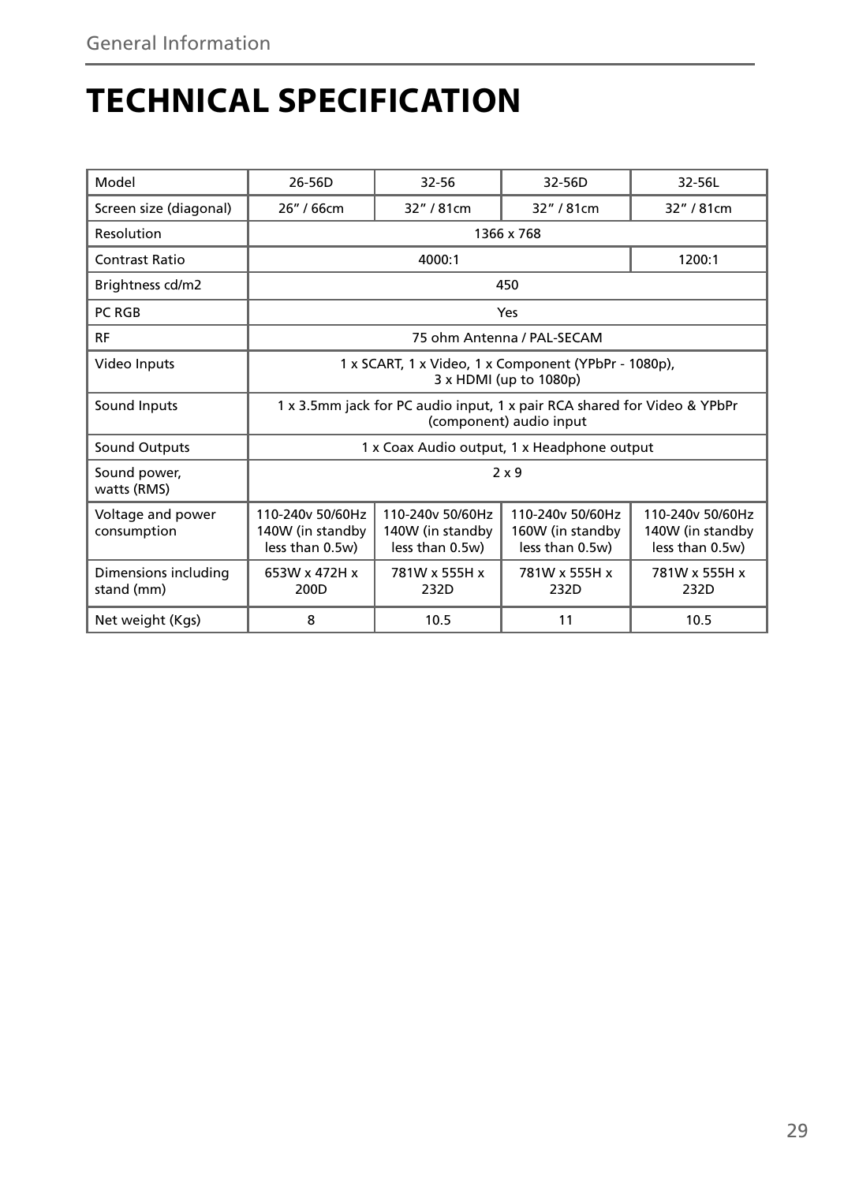# TECHNICAL SPECIFICATION

| Model | 26-56D | 32-56 | 32-56D | 32-56L |
|---|---|---|---|---|
| Screen size (diagonal) | 26" / 66cm | 32" / 81cm | 32" / 81cm | 32" / 81cm |
| Resolution | 1366 x 768 | | | |
| Contrast Ratio | 4000:1 | | | 1200:1 |
| Brightness cd/m2 | 450 | | | |
| PC RGB | Yes | | | |
| RF | 75 ohm Antenna / PAL-SECAM | | | |
| Video Inputs | 1 x SCART, 1 x Video, 1 x Component (YPbPr - 1080p), 3 x HDMI (up to 1080p) | | | |
| Sound Inputs | 1 x 3.5mm jack for PC audio input, 1 x pair RCA shared for Video & YPbPr (component) audio input | | | |
| Sound Outputs | 1 x Coax Audio output, 1 x Headphone output | | | |
| Sound power, watts (RMS) | 2 x 9 | | | |
| Voltage and power consumption | 110-240v 50/60Hz 140W (in standby less than 0.5w) | 110-240v 50/60Hz 140W (in standby less than 0.5w) | 110-240v 50/60Hz 160W (in standby less than 0.5w) | 110-240v 50/60Hz 140W (in standby less than 0.5w) |
| Dimensions including stand (mm) | 653W x 472H x 200D | 781W x 555H x 232D | 781W x 555H x 232D | 781W x 555H x 232D |
| Net weight (Kgs) | 8 | 10.5 | 11 | 10.5 |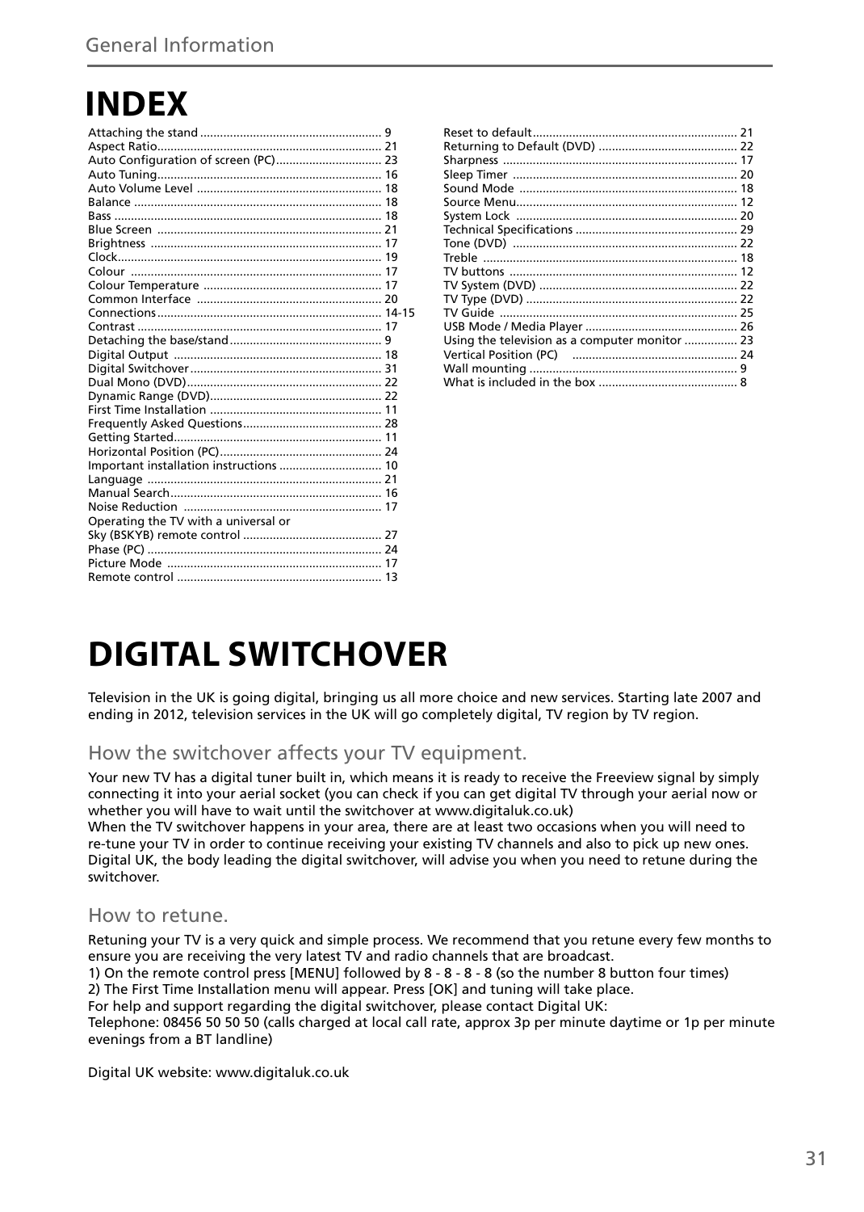# INDEX

Attaching the stand ........................................................ 9
Aspect Ratio..................................................................... 21
Auto Configuration of screen (PC)................................ 23
Auto Tuning..................................................................... 16
Auto Volume Level ......................................................... 18
Balance ........................................................................... 18
Bass ................................................................................. 18
Blue Screen .................................................................... 21
Brightness ...................................................................... 17
Clock................................................................................ 19
Colour ............................................................................. 17
Colour Temperature ...................................................... 17
Common Interface ......................................................... 20
Connections .................................................................... 14-15
Contrast .......................................................................... 17
Detaching the base/stand .............................................. 9
Digital Output ................................................................ 18
Digital Switchover .......................................................... 31
Dual Mono (DVD)........................................................... 22
Dynamic Range (DVD).................................................... 22
First Time Installation .................................................... 11
Frequently Asked Questions.......................................... 28
Getting Started............................................................... 11
Horizontal Position (PC)................................................. 24
Important installation instructions ............................... 10
Language ....................................................................... 21
Manual Search................................................................ 16
Noise Reduction ............................................................ 17
Operating the TV with a universal or Sky (BSKYB) remote control .......................................... 27
Phase (PC) ....................................................................... 24
Picture Mode ................................................................. 17
Remote control .............................................................. 13
Reset to default.............................................................. 21
Returning to Default (DVD) .......................................... 22
Sharpness ....................................................................... 17
Sleep Timer .................................................................... 20
Sound Mode .................................................................. 18
Source Menu................................................................... 12
System Lock ................................................................... 20
Technical Specifications ................................................. 29
Tone (DVD) .................................................................... 22
Treble ............................................................................. 18
TV buttons ..................................................................... 12
TV System (DVD) ............................................................ 22
TV Type (DVD) ................................................................ 22
TV Guide ........................................................................ 25
USB Mode / Media Player .............................................. 26
Using the television as a computer monitor ................ 23
Vertical Position (PC) .................................................. 24
Wall mounting ............................................................... 9
What is included in the box .......................................... 8

# DIGITAL SWITCHOVER

Television in the UK is going digital, bringing us all more choice and new services. Starting late 2007 and ending in 2012, television services in the UK will go completely digital, TV region by TV region.

## How the switchover affects your TV equipment.

Your new TV has a digital tuner built in, which means it is ready to receive the Freeview signal by simply connecting it into your aerial socket (you can check if you can get digital TV through your aerial now or whether you will have to wait until the switchover at www.digitaluk.co.uk)
When the TV switchover happens in your area, there are at least two occasions when you will need to re-tune your TV in order to continue receiving your existing TV channels and also to pick up new ones. Digital UK, the body leading the digital switchover, will advise you when you need to retune during the switchover.

## How to retune.

Retuning your TV is a very quick and simple process. We recommend that you retune every few months to ensure you are receiving the very latest TV and radio channels that are broadcast.
1) On the remote control press [MENU] followed by 8 - 8 - 8 - 8 (so the number 8 button four times)
2) The First Time Installation menu will appear. Press [OK] and tuning will take place.
For help and support regarding the digital switchover, please contact Digital UK:
Telephone: 08456 50 50 50 (calls charged at local call rate, approx 3p per minute daytime or 1p per minute evenings from a BT landline)

Digital UK website: www.digitaluk.co.uk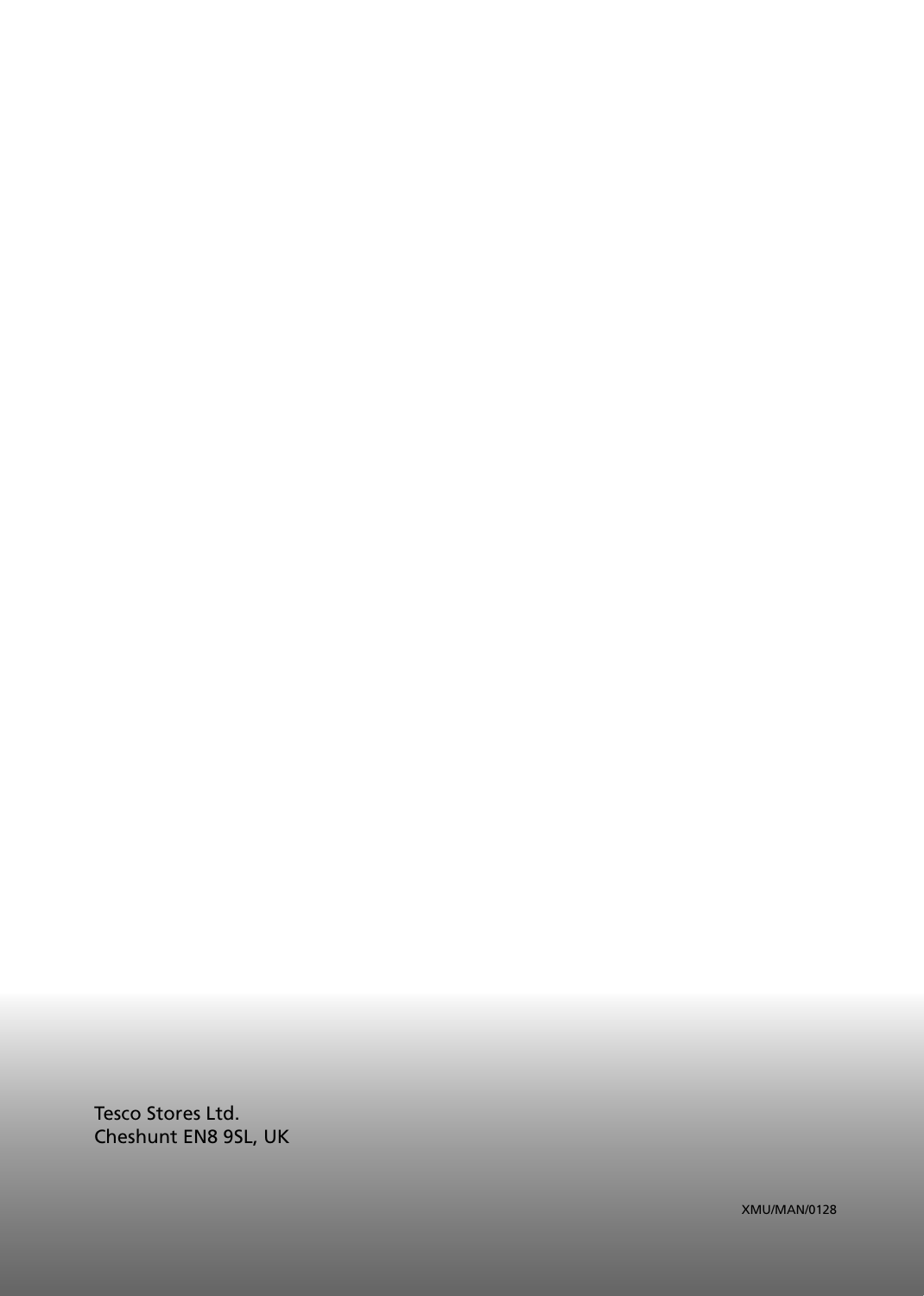Tesco Stores Ltd.
Cheshunt EN8 9SL, UK

XMU/MAN/0128